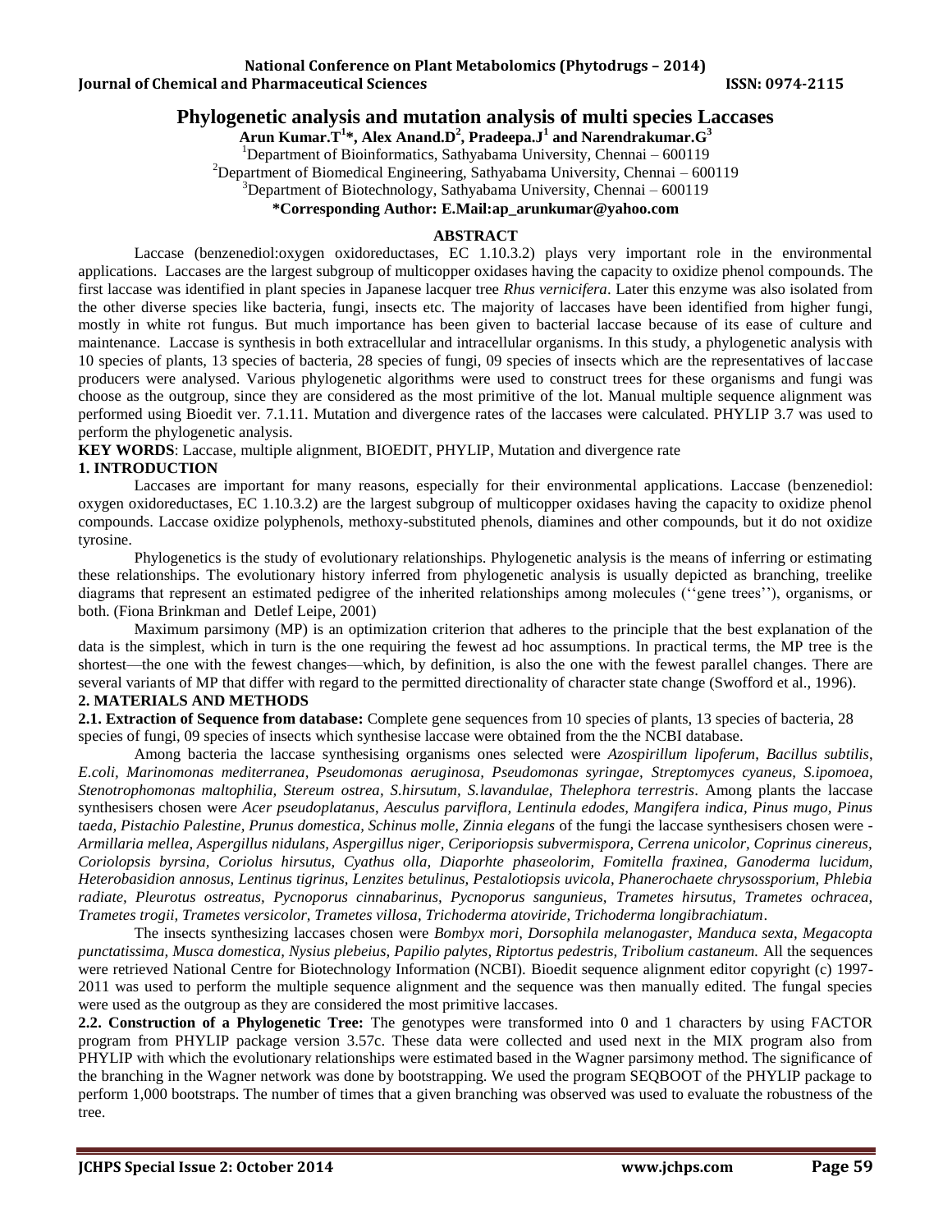# Phylogenetic analysis and mutation analysis of multi species Laccases

**Arun Kumar.T[1]*, Alex Anand.D[2], Pradeepa.J[1] and Narendrakumar.G[3]**

[1]Department of Bioinformatics, Sathyabama University, Chennai – 600119

[2]Department of Biomedical Engineering, Sathyabama University, Chennai – 600119

[3]Department of Biotechnology, Sathyabama University, Chennai – 600119

**\*Corresponding Author: E.Mail:ap_arunkumar@yahoo.com**

## ABSTRACT

Laccase (benzenediol:oxygen oxidoreductases, EC 1.10.3.2) plays very important role in the environmental applications. Laccases are the largest subgroup of multicopper oxidases having the capacity to oxidize phenol compounds. The first laccase was identified in plant species in Japanese lacquer tree *Rhus vernicifera*. Later this enzyme was also isolated from the other diverse species like bacteria, fungi, insects etc. The majority of laccases have been identified from higher fungi, mostly in white rot fungus. But much importance has been given to bacterial laccase because of its ease of culture and maintenance. Laccase is synthesis in both extracellular and intracellular organisms. In this study, a phylogenetic analysis with 10 species of plants, 13 species of bacteria, 28 species of fungi, 09 species of insects which are the representatives of laccase producers were analysed. Various phylogenetic algorithms were used to construct trees for these organisms and fungi was choose as the outgroup, since they are considered as the most primitive of the lot. Manual multiple sequence alignment was performed using Bioedit ver. 7.1.11. Mutation and divergence rates of the laccases were calculated. PHYLIP 3.7 was used to perform the phylogenetic analysis.

**KEY WORDS**: Laccase, multiple alignment, BIOEDIT, PHYLIP, Mutation and divergence rate

## 1. INTRODUCTION

Laccases are important for many reasons, especially for their environmental applications. Laccase (benzenediol: oxygen oxidoreductases, EC 1.10.3.2) are the largest subgroup of multicopper oxidases having the capacity to oxidize phenol compounds. Laccase oxidize polyphenols, methoxy-substituted phenols, diamines and other compounds, but it do not oxidize tyrosine.

Phylogenetics is the study of evolutionary relationships. Phylogenetic analysis is the means of inferring or estimating these relationships. The evolutionary history inferred from phylogenetic analysis is usually depicted as branching, treelike diagrams that represent an estimated pedigree of the inherited relationships among molecules (''gene trees''), organisms, or both. (Fiona Brinkman and Detlef Leipe, 2001)

Maximum parsimony (MP) is an optimization criterion that adheres to the principle that the best explanation of the data is the simplest, which in turn is the one requiring the fewest ad hoc assumptions. In practical terms, the MP tree is the shortest—the one with the fewest changes—which, by definition, is also the one with the fewest parallel changes. There are several variants of MP that differ with regard to the permitted directionality of character state change (Swofford et al., 1996).

## 2. MATERIALS AND METHODS

**2.1. Extraction of Sequence from database:** Complete gene sequences from 10 species of plants, 13 species of bacteria, 28 species of fungi, 09 species of insects which synthesise laccase were obtained from the the NCBI database.

Among bacteria the laccase synthesising organisms ones selected were *Azospirillum lipoferum*, *Bacillus subtilis*, *E.coli, Marinomonas mediterranea, Pseudomonas aeruginosa, Pseudomonas syringae, Streptomyces cyaneus, S.ipomoea, Stenotrophomonas maltophilia, Stereum ostrea, S.hirsutum, S.lavandulae, Thelephora terrestris*. Among plants the laccase synthesisers chosen were *Acer pseudoplatanus, Aesculus parviflora, Lentinula edodes, Mangifera indica, Pinus mugo, Pinus taeda, Pistachio Palestine, Prunus domestica, Schinus molle, Zinnia elegans* of the fungi the laccase synthesisers chosen were - *Armillaria mellea, Aspergillus nidulans, Aspergillus niger, Ceriporiopsis subvermispora, Cerrena unicolor, Coprinus cinereus, Coriolopsis byrsina, Coriolus hirsutus, Cyathus olla, Diaporhte phaseolorim, Fomitella fraxinea, Ganoderma lucidum, Heterobasidion annosus, Lentinus tigrinus, Lenzites betulinus, Pestalotiopsis uvicola, Phanerochaete chrysossporium, Phlebia radiate, Pleurotus ostreatus, Pycnoporus cinnabarinus, Pycnoporus sanguenius, Trametes hirsutus, Trametes ochracea, Trametes trogii, Trametes versicolor, Trametes villosa, Trichoderma atoviride, Trichoderma longibrachiatum*.

The insects synthesizing laccases chosen were *Bombyx mori, Dorsophila melanogaster, Manduca sexta, Megacopta punctatissima, Musca domestica, Nysius plebeius, Papilio palytes, Riptortus pedestris, Tribolium castaneum.* All the sequences were retrieved National Centre for Biotechnology Information (NCBI). Bioedit sequence alignment editor copyright (c) 1997-2011 was used to perform the multiple sequence alignment and the sequence was then manually edited. The fungal species were used as the outgroup as they are considered the most primitive laccases.

**2.2. Construction of a Phylogenetic Tree:** The genotypes were transformed into 0 and 1 characters by using FACTOR program from PHYLIP package version 3.57c. These data were collected and used next in the MIX program also from PHYLIP with which the evolutionary relationships were estimated based in the Wagner parsimony method. The significance of the branching in the Wagner network was done by bootstrapping. We used the program SEQBOOT of the PHYLIP package to perform 1,000 bootstraps. The number of times that a given branching was observed was used to evaluate the robustness of the tree.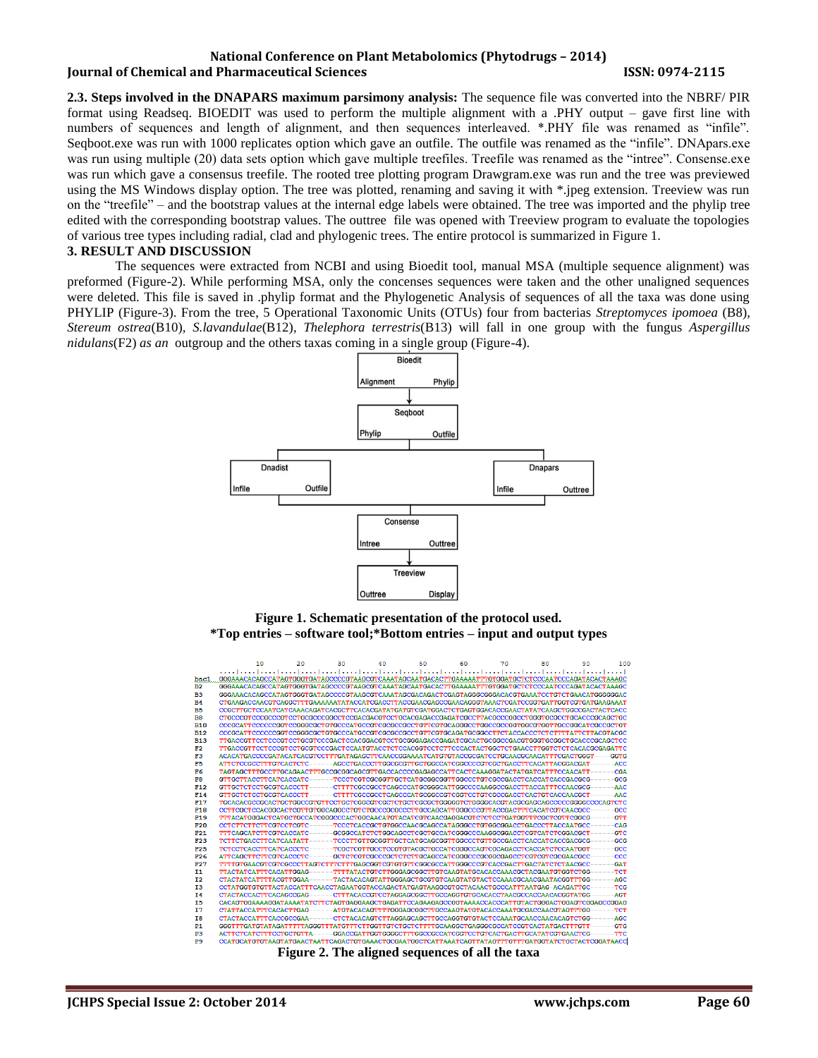**2.3. Steps involved in the DNAPARS maximum parsimony analysis:** The sequence file was converted into the NBRF/ PIR format using Readseq. BIOEDIT was used to perform the multiple alignment with a .PHY output – gave first line with numbers of sequences and length of alignment, and then sequences interleaved. *.PHY file was renamed as "infile". Seqboot.exe was run with 1000 replicates option which gave an outfile. The outfile was renamed as the "infile". DNApars.exe was run using multiple (20) data sets option which gave multiple treefiles. Treefile was renamed as the "intree". Consense.exe was run which gave a consensus treefile. The rooted tree plotting program Drawgram.exe was run and the tree was previewed using the MS Windows display option. The tree was plotted, renaming and saving it with *.jpeg extension. Treeview was run on the "treefile" – and the bootstrap values at the internal edge labels were obtained. The tree was imported and the phylip tree edited with the corresponding bootstrap values. The outtree file was opened with Treeview program to evaluate the topologies of various tree types including radial, clad and phylogenic trees. The entire protocol is summarized in Figure 1.

## 3. RESULT AND DISCUSSION

The sequences were extracted from NCBI and using Bioedit tool, manual MSA (multiple sequence alignment) was preformed (Figure-2). While performing MSA, only the concenses sequences were taken and the other unaligned sequences were deleted. This file is saved in .phylip format and the Phylogenetic Analysis of sequences of all the taxa was done using PHYLIP (Figure-3). From the tree, 5 Operational Taxonomic Units (OTUs) four from bacterias *Streptomyces ipomoea* (B8), *Stereum ostrea*(B10), *S.lavandulae*(B12), *Thelephora terrestris*(B13) will fall in one group with the fungus *Aspergillus nidulans*(F2) *as an* outgroup and the others taxas coming in a single group (Figure-4).

**Figure 1. Schematic presentation of the protocol used.**
**\*Top entries – software tool;\*Bottom entries – input and output types**

**Figure 2. The aligned sequences of all the taxa**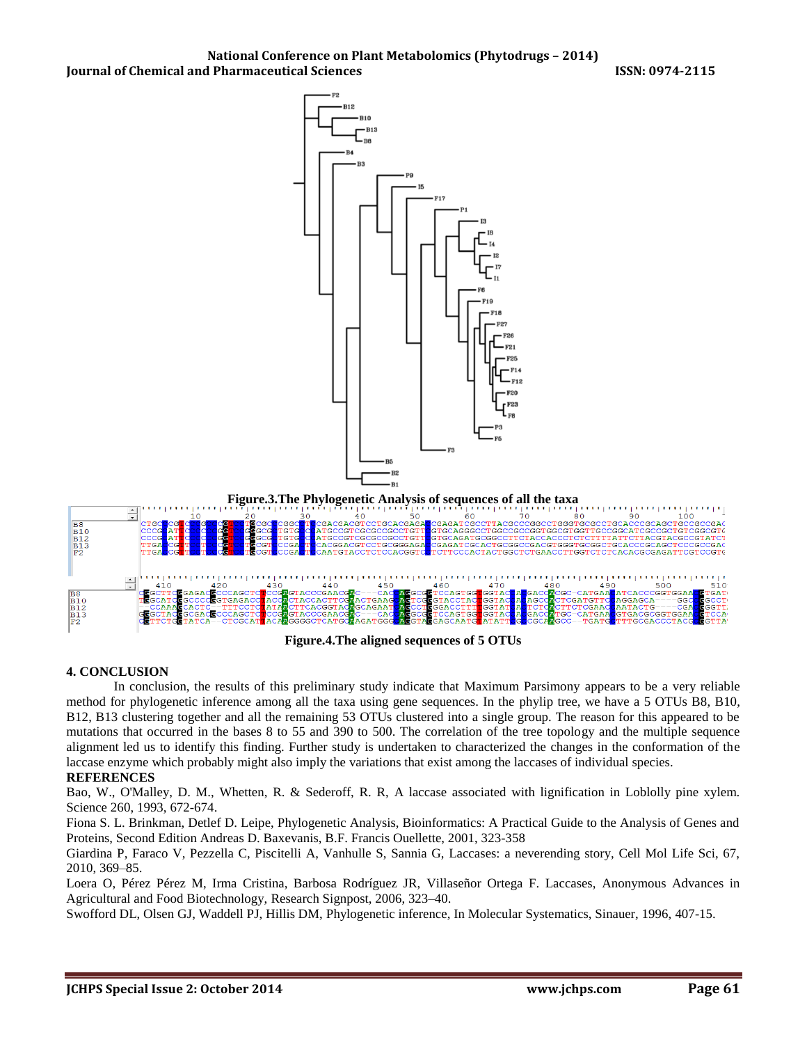Figure.3.The Phylogenetic Analysis of sequences of all the taxa

Figure.4.The aligned sequences of 5 OTUs

## 4. CONCLUSION

In conclusion, the results of this preliminary study indicate that Maximum Parsimony appears to be a very reliable method for phylogenetic inference among all the taxa using gene sequences. In the phylip tree, we have a 5 OTUs B8, B10, B12, B13 clustering together and all the remaining 53 OTUs clustered into a single group. The reason for this appeared to be mutations that occurred in the bases 8 to 55 and 390 to 500. The correlation of the tree topology and the multiple sequence alignment led us to identify this finding. Further study is undertaken to characterized the changes in the conformation of the laccase enzyme which probably might also imply the variations that exist among the laccases of individual species.

## REFERENCES

Bao, W., O'Malley, D. M., Whetten, R. & Sederoff, R. R, A laccase associated with lignification in Loblolly pine xylem. Science 260, 1993, 672-674.

Fiona S. L. Brinkman, Detlef D. Leipe, Phylogenetic Analysis, Bioinformatics: A Practical Guide to the Analysis of Genes and Proteins, Second Edition Andreas D. Baxevanis, B.F. Francis Ouellette, 2001, 323-358

Giardina P, Faraco V, Pezzella C, Piscitelli A, Vanhulle S, Sannia G, Laccases: a neverending story, Cell Mol Life Sci, 67, 2010, 369–85.

Loera O, Pérez Pérez M, Irma Cristina, Barbosa Rodríguez JR, Villaseñor Ortega F. Laccases, Anonymous Advances in Agricultural and Food Biotechnology, Research Signpost, 2006, 323–40.

Swofford DL, Olsen GJ, Waddell PJ, Hillis DM, Phylogenetic inference, In Molecular Systematics, Sinauer, 1996, 407-15.